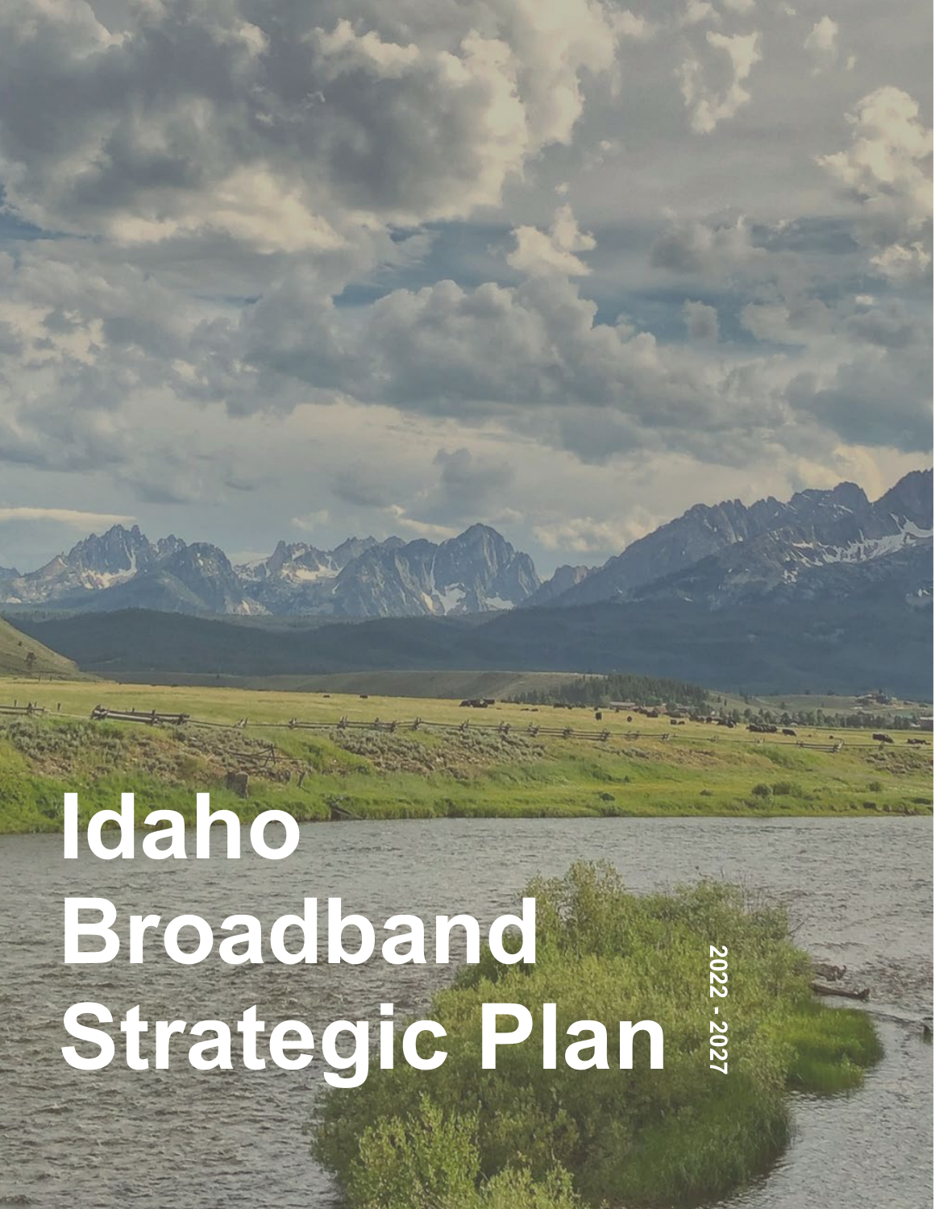# Idaho Broadband Strategic Plan

2022 - 2027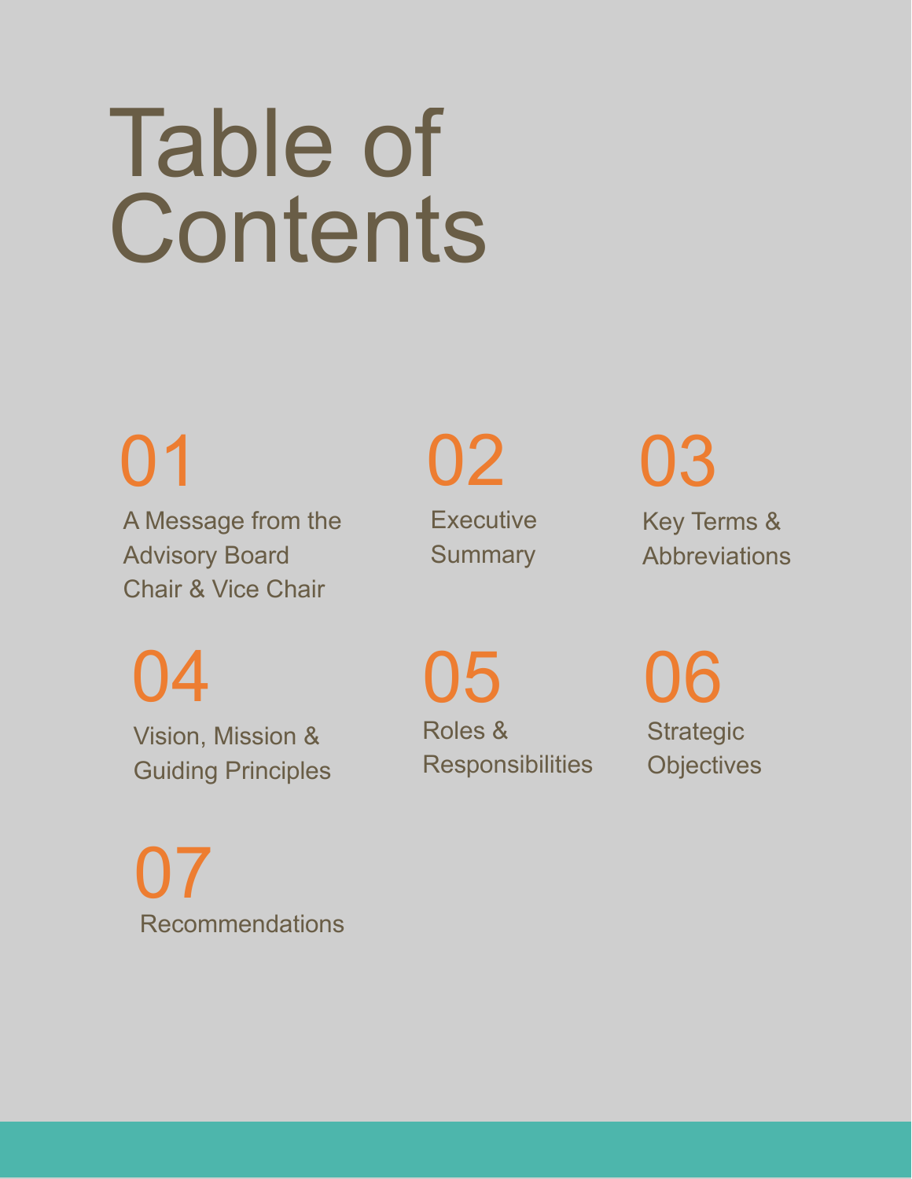# Table of Contents

01 A Message from the Advisory Board Chair & Vice Chair

02 Executive Summary

03 Key Terms & Abbreviations

04 Vision, Mission & Guiding Principles

05 Roles & Responsibilities

06 Strategic Objectives

07 Recommendations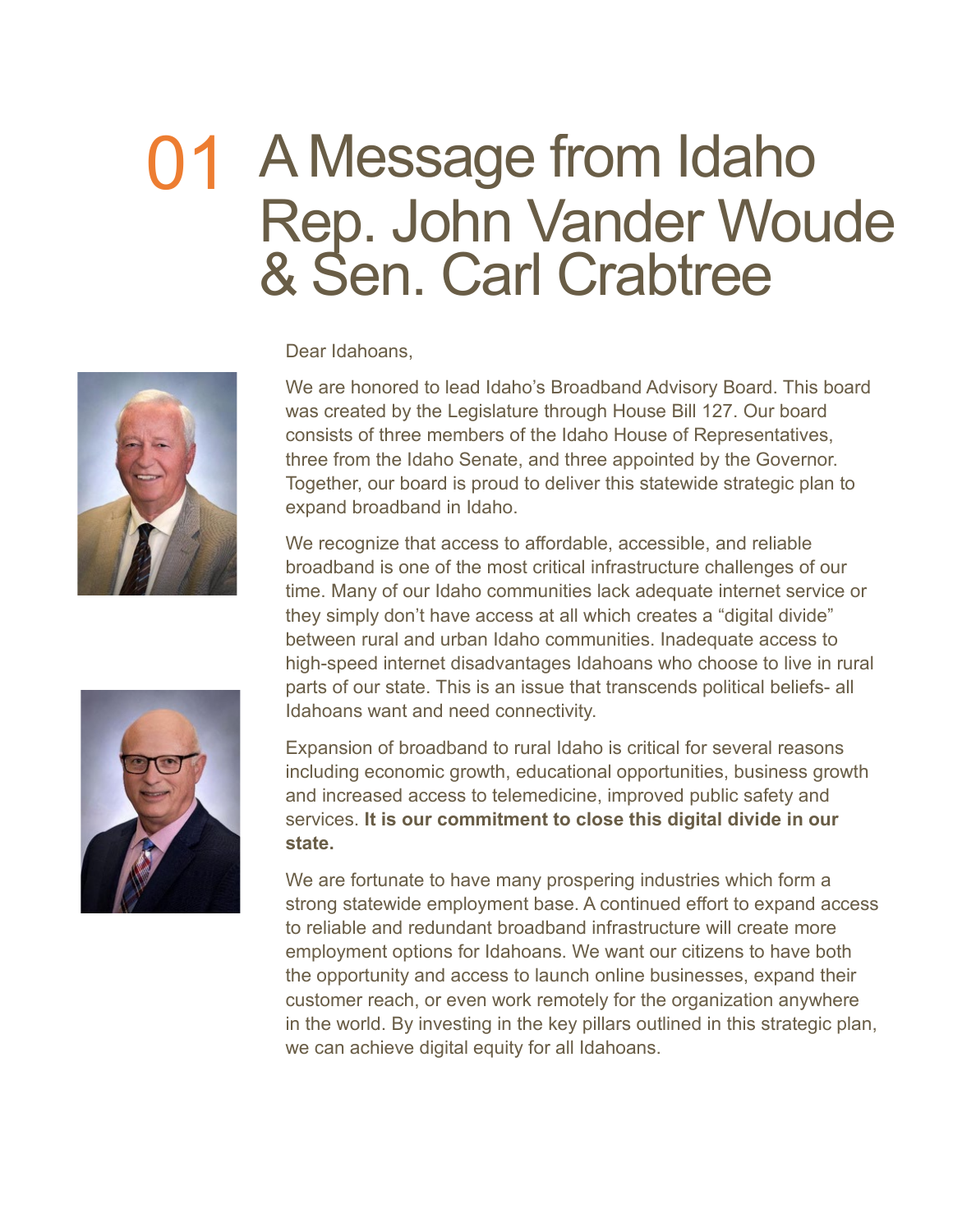# 01 A Message from Idaho Rep. John Vander Woude & Sen. Carl Crabtree

Dear Idahoans,

We are honored to lead Idaho's Broadband Advisory Board. This board was created by the Legislature through House Bill 127. Our board consists of three members of the Idaho House of Representatives, three from the Idaho Senate, and three appointed by the Governor. Together, our board is proud to deliver this statewide strategic plan to expand broadband in Idaho.

We recognize that access to affordable, accessible, and reliable broadband is one of the most critical infrastructure challenges of our time. Many of our Idaho communities lack adequate internet service or they simply don't have access at all which creates a "digital divide" between rural and urban Idaho communities. Inadequate access to high-speed internet disadvantages Idahoans who choose to live in rural parts of our state. This is an issue that transcends political beliefs- all Idahoans want and need connectivity.

Expansion of broadband to rural Idaho is critical for several reasons including economic growth, educational opportunities, business growth and increased access to telemedicine, improved public safety and services. **It is our commitment to close this digital divide in our state.**

We are fortunate to have many prospering industries which form a strong statewide employment base. A continued effort to expand access to reliable and redundant broadband infrastructure will create more employment options for Idahoans. We want our citizens to have both the opportunity and access to launch online businesses, expand their customer reach, or even work remotely for the organization anywhere in the world. By investing in the key pillars outlined in this strategic plan, we can achieve digital equity for all Idahoans.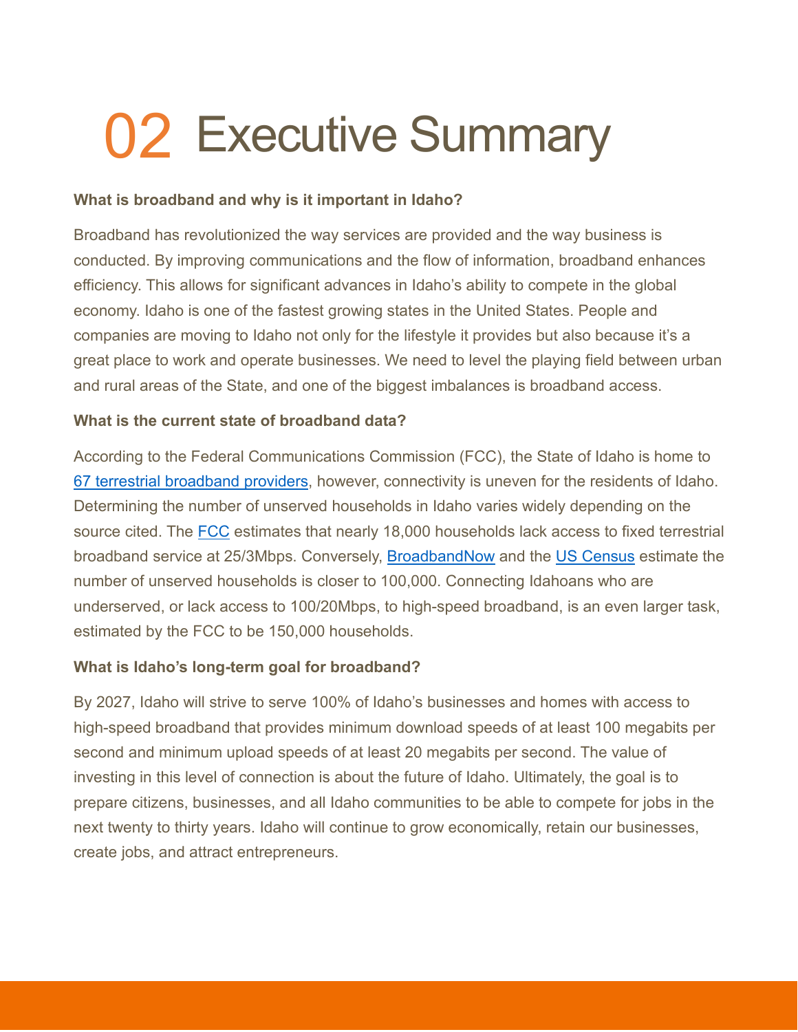# 02 Executive Summary

**What is broadband and why is it important in Idaho?**

Broadband has revolutionized the way services are provided and the way business is conducted. By improving communications and the flow of information, broadband enhances efficiency. This allows for significant advances in Idaho's ability to compete in the global economy. Idaho is one of the fastest growing states in the United States. People and companies are moving to Idaho not only for the lifestyle it provides but also because it's a great place to work and operate businesses. We need to level the playing field between urban and rural areas of the State, and one of the biggest imbalances is broadband access.

**What is the current state of broadband data?**

According to the Federal Communications Commission (FCC), the State of Idaho is home to 67 terrestrial broadband providers, however, connectivity is uneven for the residents of Idaho. Determining the number of unserved households in Idaho varies widely depending on the source cited. The FCC estimates that nearly 18,000 households lack access to fixed terrestrial broadband service at 25/3Mbps. Conversely, BroadbandNow and the US Census estimate the number of unserved households is closer to 100,000. Connecting Idahoans who are underserved, or lack access to 100/20Mbps, to high-speed broadband, is an even larger task, estimated by the FCC to be 150,000 households.

**What is Idaho's long-term goal for broadband?**

By 2027, Idaho will strive to serve 100% of Idaho's businesses and homes with access to high-speed broadband that provides minimum download speeds of at least 100 megabits per second and minimum upload speeds of at least 20 megabits per second. The value of investing in this level of connection is about the future of Idaho. Ultimately, the goal is to prepare citizens, businesses, and all Idaho communities to be able to compete for jobs in the next twenty to thirty years. Idaho will continue to grow economically, retain our businesses, create jobs, and attract entrepreneurs.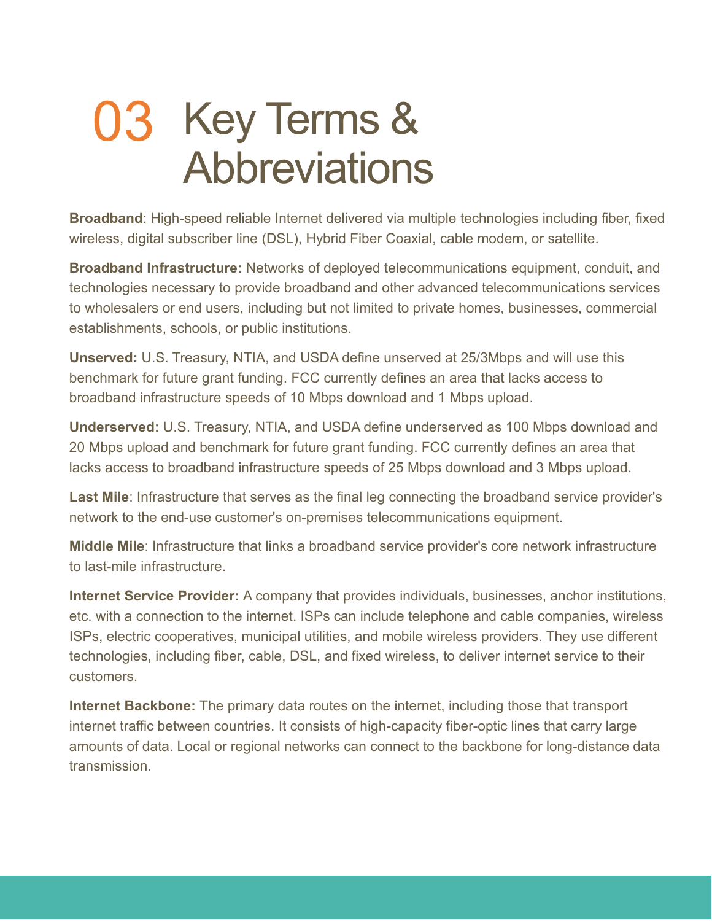# 03 Key Terms & Abbreviations

**Broadband**: High-speed reliable Internet delivered via multiple technologies including fiber, fixed wireless, digital subscriber line (DSL), Hybrid Fiber Coaxial, cable modem, or satellite.

**Broadband Infrastructure:** Networks of deployed telecommunications equipment, conduit, and technologies necessary to provide broadband and other advanced telecommunications services to wholesalers or end users, including but not limited to private homes, businesses, commercial establishments, schools, or public institutions.

**Unserved:** U.S. Treasury, NTIA, and USDA define unserved at 25/3Mbps and will use this benchmark for future grant funding. FCC currently defines an area that lacks access to broadband infrastructure speeds of 10 Mbps download and 1 Mbps upload.

**Underserved:** U.S. Treasury, NTIA, and USDA define underserved as 100 Mbps download and 20 Mbps upload and benchmark for future grant funding. FCC currently defines an area that lacks access to broadband infrastructure speeds of 25 Mbps download and 3 Mbps upload.

**Last Mile**: Infrastructure that serves as the final leg connecting the broadband service provider's network to the end-use customer's on-premises telecommunications equipment.

**Middle Mile**: Infrastructure that links a broadband service provider's core network infrastructure to last-mile infrastructure.

**Internet Service Provider:** A company that provides individuals, businesses, anchor institutions, etc. with a connection to the internet. ISPs can include telephone and cable companies, wireless ISPs, electric cooperatives, municipal utilities, and mobile wireless providers. They use different technologies, including fiber, cable, DSL, and fixed wireless, to deliver internet service to their customers.

**Internet Backbone:** The primary data routes on the internet, including those that transport internet traffic between countries. It consists of high-capacity fiber-optic lines that carry large amounts of data. Local or regional networks can connect to the backbone for long-distance data transmission.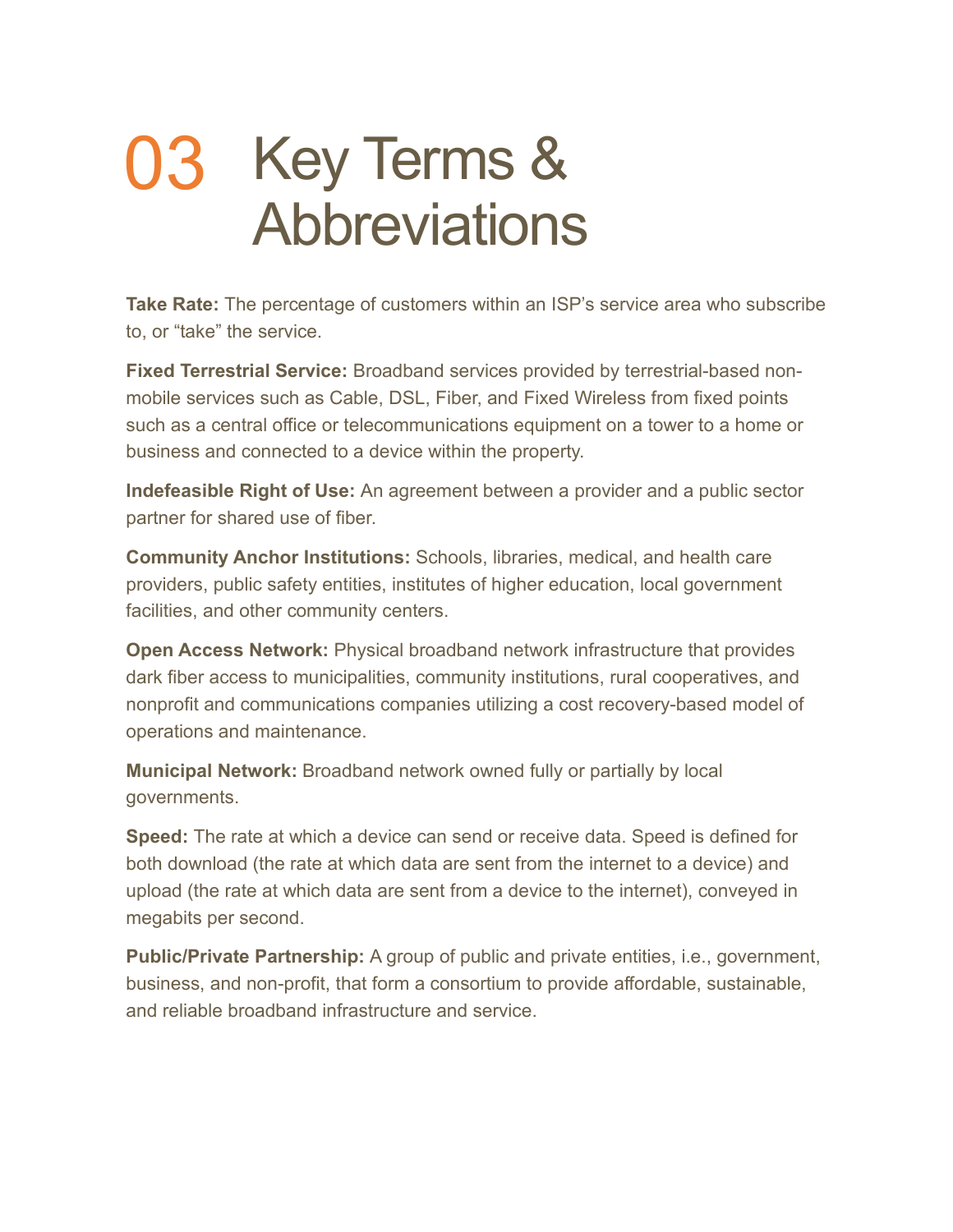# 03 Key Terms & Abbreviations

**Take Rate:** The percentage of customers within an ISP's service area who subscribe to, or "take" the service.

**Fixed Terrestrial Service:** Broadband services provided by terrestrial-based non-mobile services such as Cable, DSL, Fiber, and Fixed Wireless from fixed points such as a central office or telecommunications equipment on a tower to a home or business and connected to a device within the property.

**Indefeasible Right of Use:** An agreement between a provider and a public sector partner for shared use of fiber.

**Community Anchor Institutions:** Schools, libraries, medical, and health care providers, public safety entities, institutes of higher education, local government facilities, and other community centers.

**Open Access Network:** Physical broadband network infrastructure that provides dark fiber access to municipalities, community institutions, rural cooperatives, and nonprofit and communications companies utilizing a cost recovery-based model of operations and maintenance.

**Municipal Network:** Broadband network owned fully or partially by local governments.

**Speed:** The rate at which a device can send or receive data. Speed is defined for both download (the rate at which data are sent from the internet to a device) and upload (the rate at which data are sent from a device to the internet), conveyed in megabits per second.

**Public/Private Partnership:** A group of public and private entities, i.e., government, business, and non-profit, that form a consortium to provide affordable, sustainable, and reliable broadband infrastructure and service.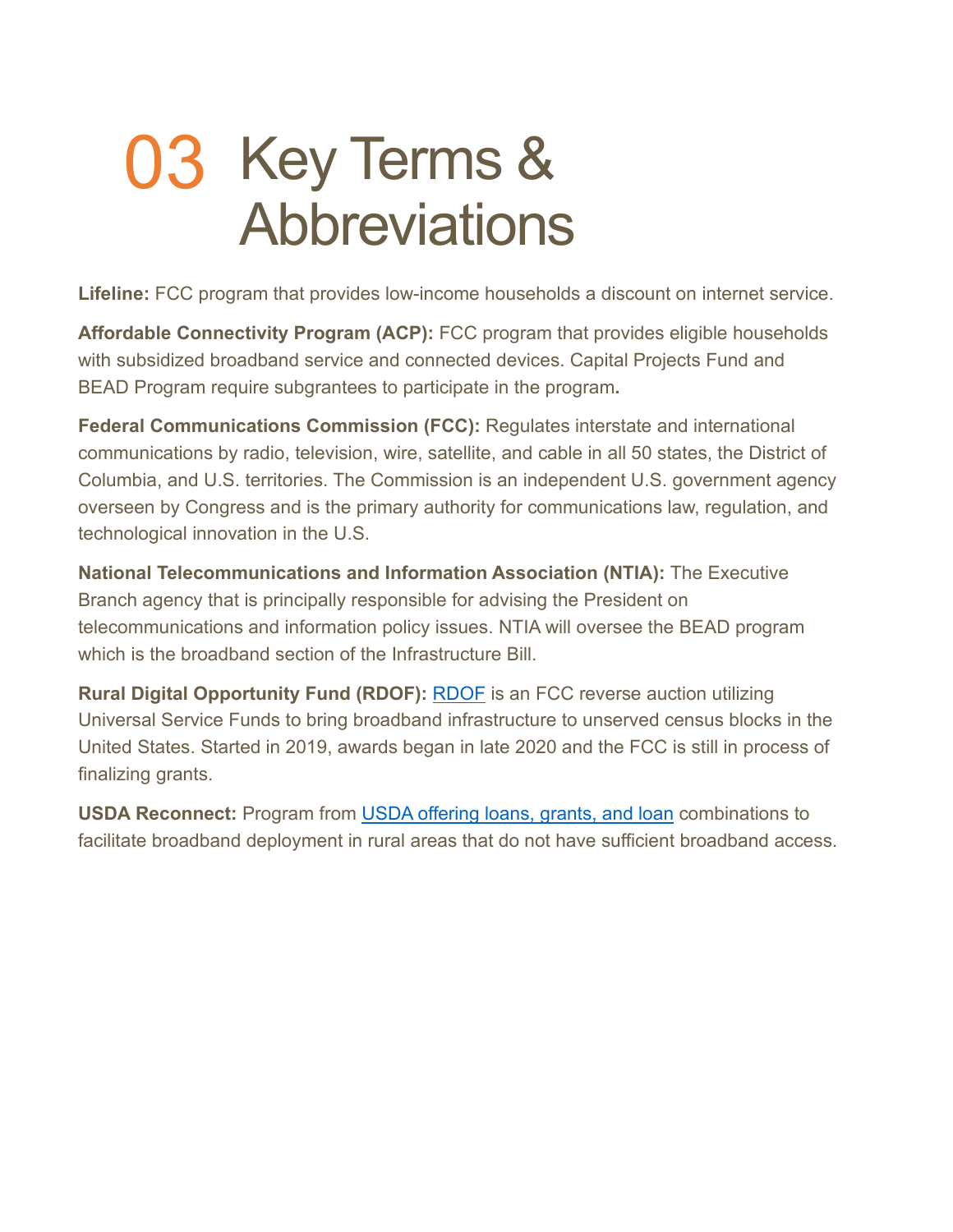# 03 Key Terms & Abbreviations

**Lifeline:** FCC program that provides low-income households a discount on internet service.

**Affordable Connectivity Program (ACP):** FCC program that provides eligible households with subsidized broadband service and connected devices. Capital Projects Fund and BEAD Program require subgrantees to participate in the program**.**

**Federal Communications Commission (FCC):** Regulates interstate and international communications by radio, television, wire, satellite, and cable in all 50 states, the District of Columbia, and U.S. territories. The Commission is an independent U.S. government agency overseen by Congress and is the primary authority for communications law, regulation, and technological innovation in the U.S.

**National Telecommunications and Information Association (NTIA):** The Executive Branch agency that is principally responsible for advising the President on telecommunications and information policy issues. NTIA will oversee the BEAD program which is the broadband section of the Infrastructure Bill.

**Rural Digital Opportunity Fund (RDOF):** RDOF is an FCC reverse auction utilizing Universal Service Funds to bring broadband infrastructure to unserved census blocks in the United States. Started in 2019, awards began in late 2020 and the FCC is still in process of finalizing grants.

**USDA Reconnect:** Program from USDA offering loans, grants, and loan combinations to facilitate broadband deployment in rural areas that do not have sufficient broadband access.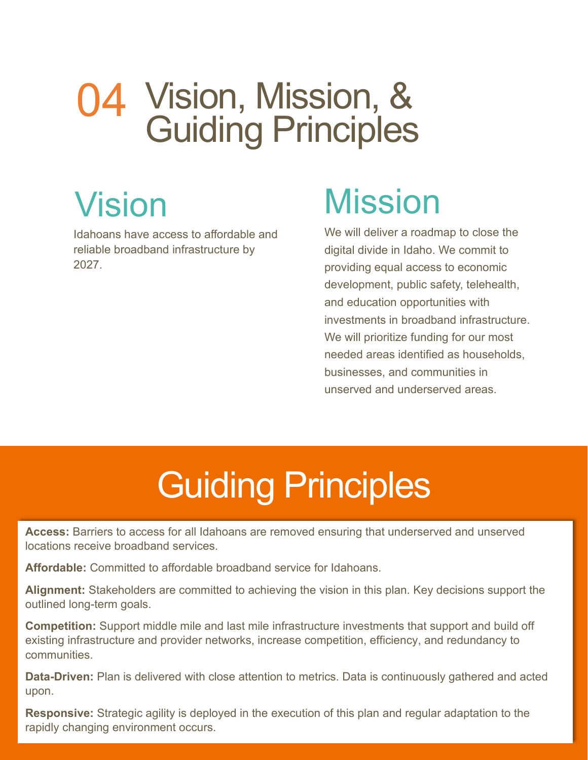# 04 Vision, Mission, & Guiding Principles

## Vision

Idahoans have access to affordable and reliable broadband infrastructure by 2027.

## Mission

We will deliver a roadmap to close the digital divide in Idaho. We commit to providing equal access to economic development, public safety, telehealth, and education opportunities with investments in broadband infrastructure. We will prioritize funding for our most needed areas identified as households, businesses, and communities in unserved and underserved areas.

## Guiding Principles

**Access:** Barriers to access for all Idahoans are removed ensuring that underserved and unserved locations receive broadband services.

**Affordable:** Committed to affordable broadband service for Idahoans.

**Alignment:** Stakeholders are committed to achieving the vision in this plan. Key decisions support the outlined long-term goals.

**Competition:** Support middle mile and last mile infrastructure investments that support and build off existing infrastructure and provider networks, increase competition, efficiency, and redundancy to communities.

**Data-Driven:** Plan is delivered with close attention to metrics. Data is continuously gathered and acted upon.

**Responsive:** Strategic agility is deployed in the execution of this plan and regular adaptation to the rapidly changing environment occurs.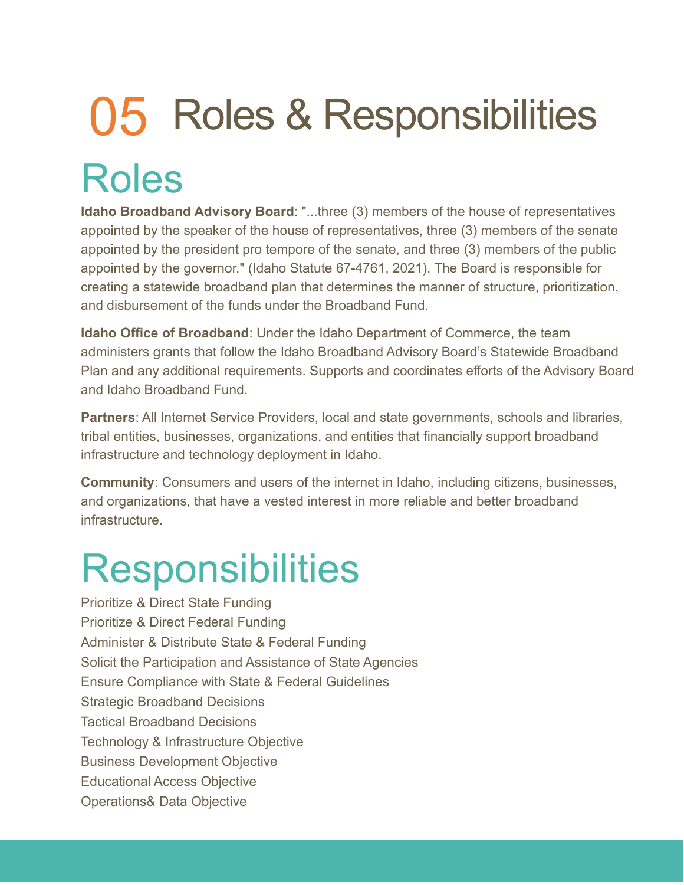# 05 Roles & Responsibilities

## Roles

**Idaho Broadband Advisory Board**: "...three (3) members of the house of representatives appointed by the speaker of the house of representatives, three (3) members of the senate appointed by the president pro tempore of the senate, and three (3) members of the public appointed by the governor." (Idaho Statute 67-4761, 2021). The Board is responsible for creating a statewide broadband plan that determines the manner of structure, prioritization, and disbursement of the funds under the Broadband Fund.

**Idaho Office of Broadband**: Under the Idaho Department of Commerce, the team administers grants that follow the Idaho Broadband Advisory Board's Statewide Broadband Plan and any additional requirements. Supports and coordinates efforts of the Advisory Board and Idaho Broadband Fund.

**Partners**: All Internet Service Providers, local and state governments, schools and libraries, tribal entities, businesses, organizations, and entities that financially support broadband infrastructure and technology deployment in Idaho.

**Community**: Consumers and users of the internet in Idaho, including citizens, businesses, and organizations, that have a vested interest in more reliable and better broadband infrastructure.

## Responsibilities

Prioritize & Direct State Funding
Prioritize & Direct Federal Funding
Administer & Distribute State & Federal Funding
Solicit the Participation and Assistance of State Agencies
Ensure Compliance with State & Federal Guidelines
Strategic Broadband Decisions
Tactical Broadband Decisions
Technology & Infrastructure Objective
Business Development Objective
Educational Access Objective
Operations& Data Objective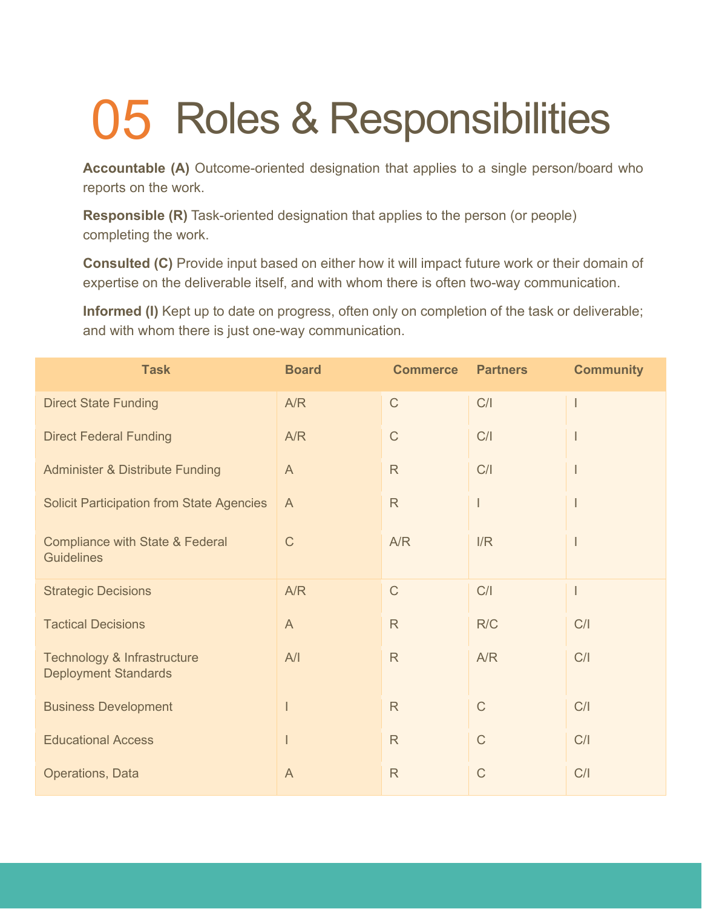# 05 Roles & Responsibilities

**Accountable (A)** Outcome-oriented designation that applies to a single person/board who reports on the work.

**Responsible (R)** Task-oriented designation that applies to the person (or people) completing the work.

**Consulted (C)** Provide input based on either how it will impact future work or their domain of expertise on the deliverable itself, and with whom there is often two-way communication.

**Informed (I)** Kept up to date on progress, often only on completion of the task or deliverable; and with whom there is just one-way communication.

| Task | Board | Commerce | Partners | Community |
|---|---|---|---|---|
| Direct State Funding | A/R | C | C/I | I |
| Direct Federal Funding | A/R | C | C/I | I |
| Administer & Distribute Funding | A | R | C/I | I |
| Solicit Participation from State Agencies | A | R | I | I |
| Compliance with State & Federal Guidelines | C | A/R | I/R | I |
| Strategic Decisions | A/R | C | C/I | I |
| Tactical Decisions | A | R | R/C | C/I |
| Technology & Infrastructure Deployment Standards | A/I | R | A/R | C/I |
| Business Development | I | R | C | C/I |
| Educational Access | I | R | C | C/I |
| Operations, Data | A | R | C | C/I |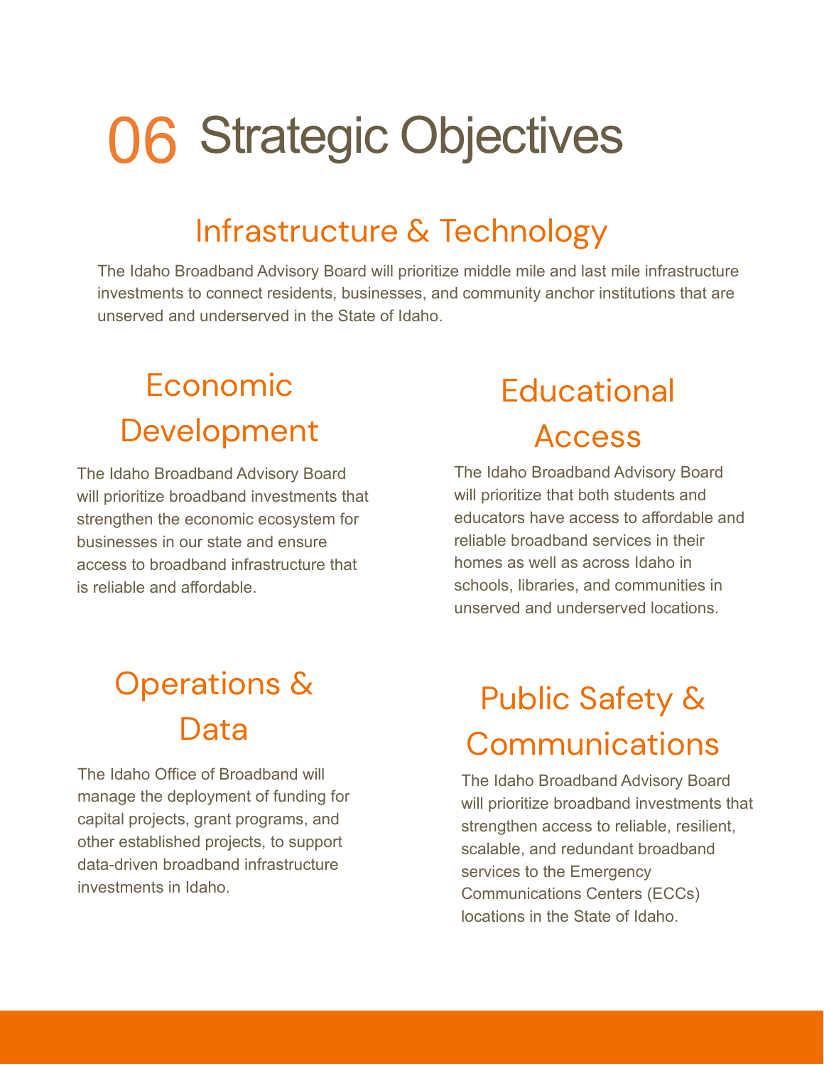# 06 Strategic Objectives

## Infrastructure & Technology

The Idaho Broadband Advisory Board will prioritize middle mile and last mile infrastructure investments to connect residents, businesses, and community anchor institutions that are unserved and underserved in the State of Idaho.

## Economic Development

The Idaho Broadband Advisory Board will prioritize broadband investments that strengthen the economic ecosystem for businesses in our state and ensure access to broadband infrastructure that is reliable and affordable.

## Educational Access

The Idaho Broadband Advisory Board will prioritize that both students and educators have access to affordable and reliable broadband services in their homes as well as across Idaho in schools, libraries, and communities in unserved and underserved locations.

## Operations & Data

The Idaho Office of Broadband will manage the deployment of funding for capital projects, grant programs, and other established projects, to support data-driven broadband infrastructure investments in Idaho.

## Public Safety & Communications

The Idaho Broadband Advisory Board will prioritize broadband investments that strengthen access to reliable, resilient, scalable, and redundant broadband services to the Emergency Communications Centers (ECCs) locations in the State of Idaho.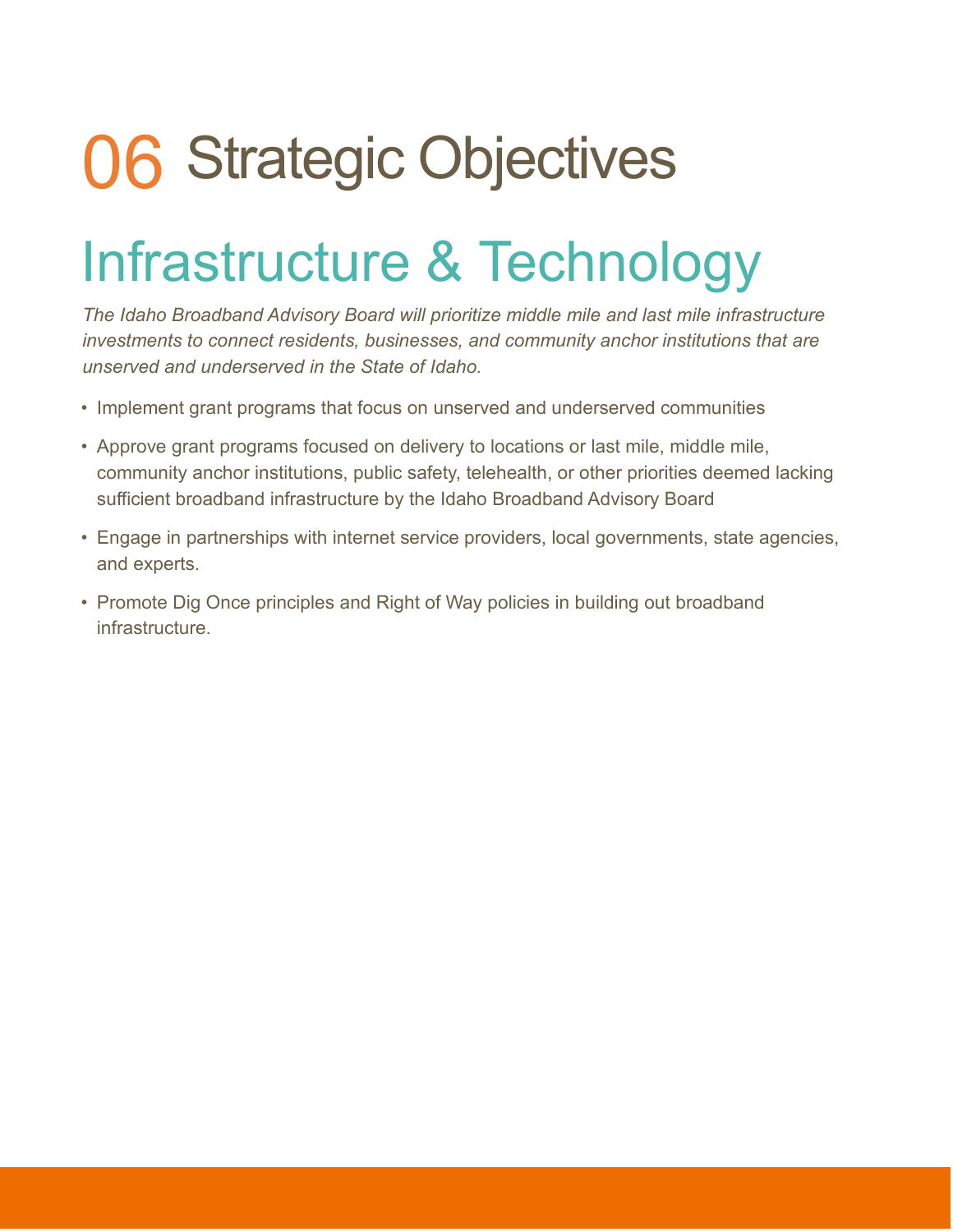# 06 Strategic Objectives

## Infrastructure & Technology

*The Idaho Broadband Advisory Board will prioritize middle mile and last mile infrastructure investments to connect residents, businesses, and community anchor institutions that are unserved and underserved in the State of Idaho.*

- Implement grant programs that focus on unserved and underserved communities
- Approve grant programs focused on delivery to locations or last mile, middle mile, community anchor institutions, public safety, telehealth, or other priorities deemed lacking sufficient broadband infrastructure by the Idaho Broadband Advisory Board
- Engage in partnerships with internet service providers, local governments, state agencies, and experts.
- Promote Dig Once principles and Right of Way policies in building out broadband infrastructure.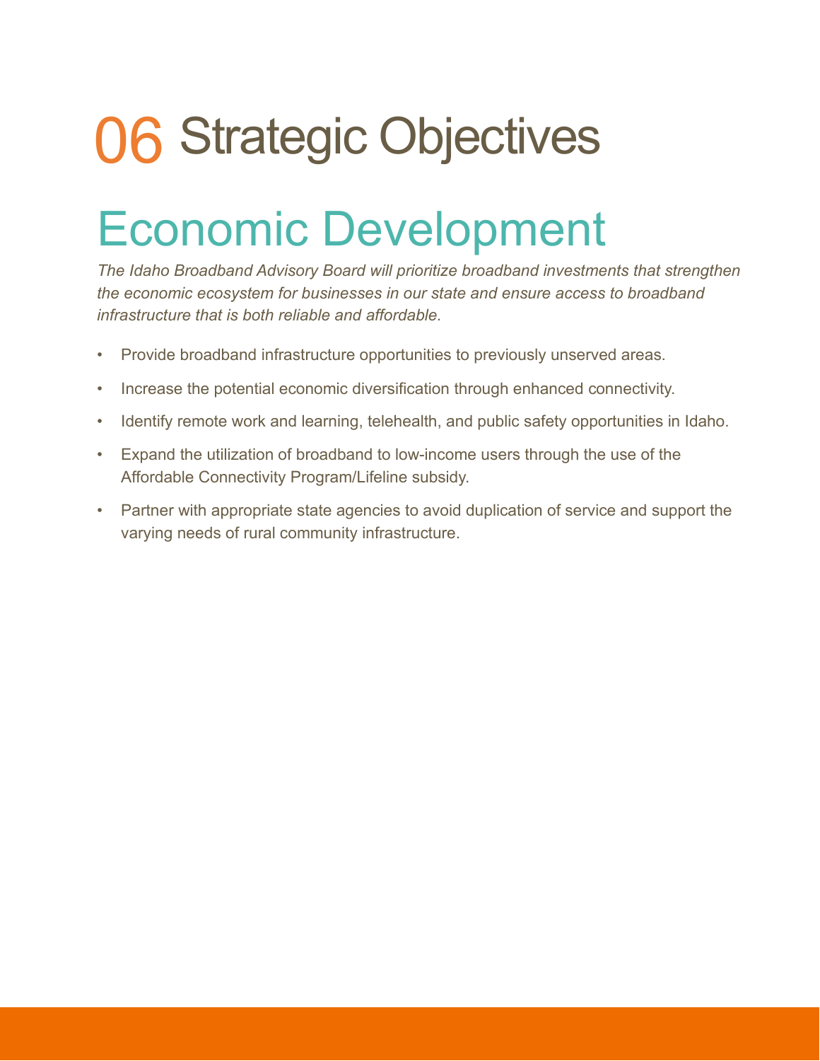# 06 Strategic Objectives

## Economic Development

*The Idaho Broadband Advisory Board will prioritize broadband investments that strengthen the economic ecosystem for businesses in our state and ensure access to broadband infrastructure that is both reliable and affordable.*

- Provide broadband infrastructure opportunities to previously unserved areas.
- Increase the potential economic diversification through enhanced connectivity.
- Identify remote work and learning, telehealth, and public safety opportunities in Idaho.
- Expand the utilization of broadband to low-income users through the use of the Affordable Connectivity Program/Lifeline subsidy.
- Partner with appropriate state agencies to avoid duplication of service and support the varying needs of rural community infrastructure.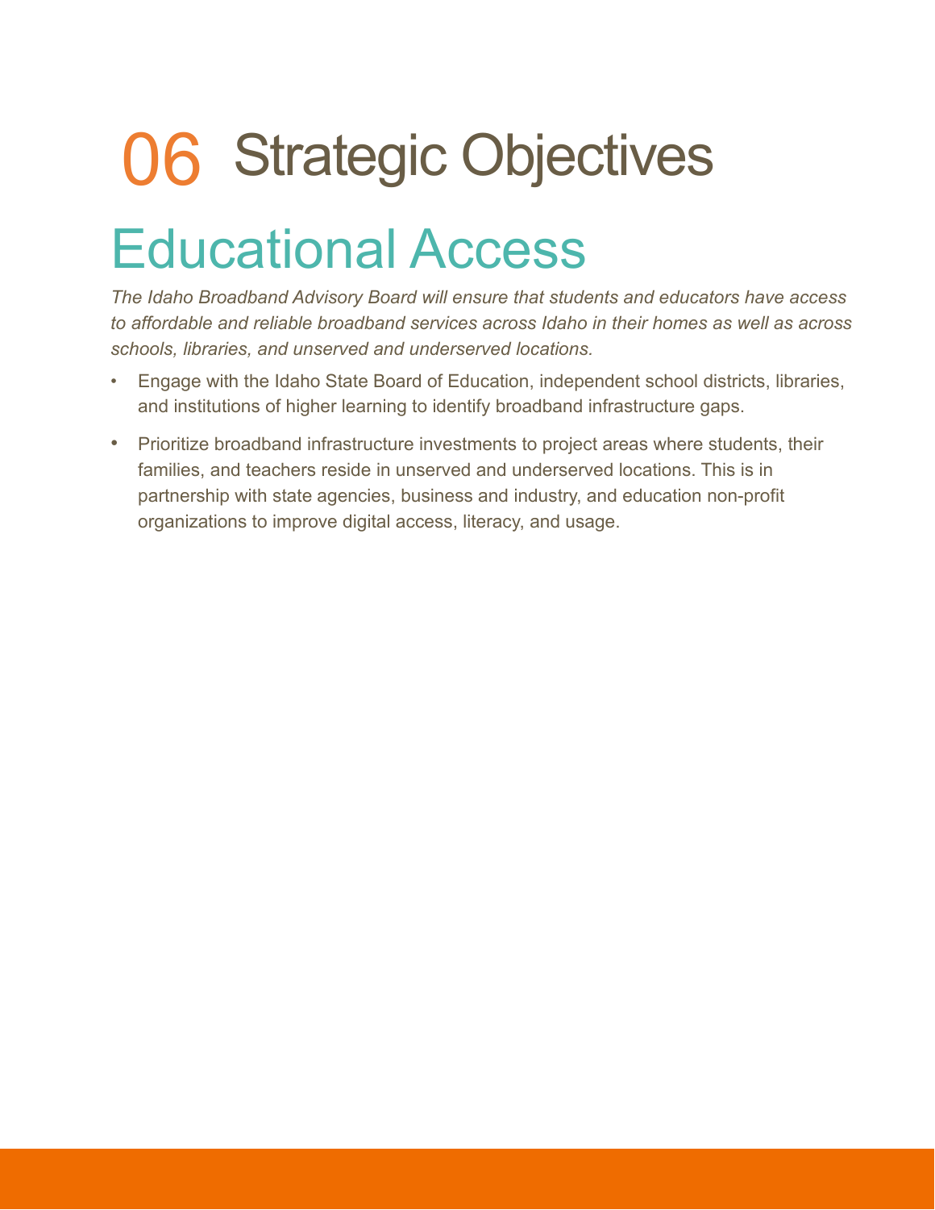# 06 Strategic Objectives

## Educational Access

*The Idaho Broadband Advisory Board will ensure that students and educators have access to affordable and reliable broadband services across Idaho in their homes as well as across schools, libraries, and unserved and underserved locations.*

- Engage with the Idaho State Board of Education, independent school districts, libraries, and institutions of higher learning to identify broadband infrastructure gaps.
- Prioritize broadband infrastructure investments to project areas where students, their families, and teachers reside in unserved and underserved locations. This is in partnership with state agencies, business and industry, and education non-profit organizations to improve digital access, literacy, and usage.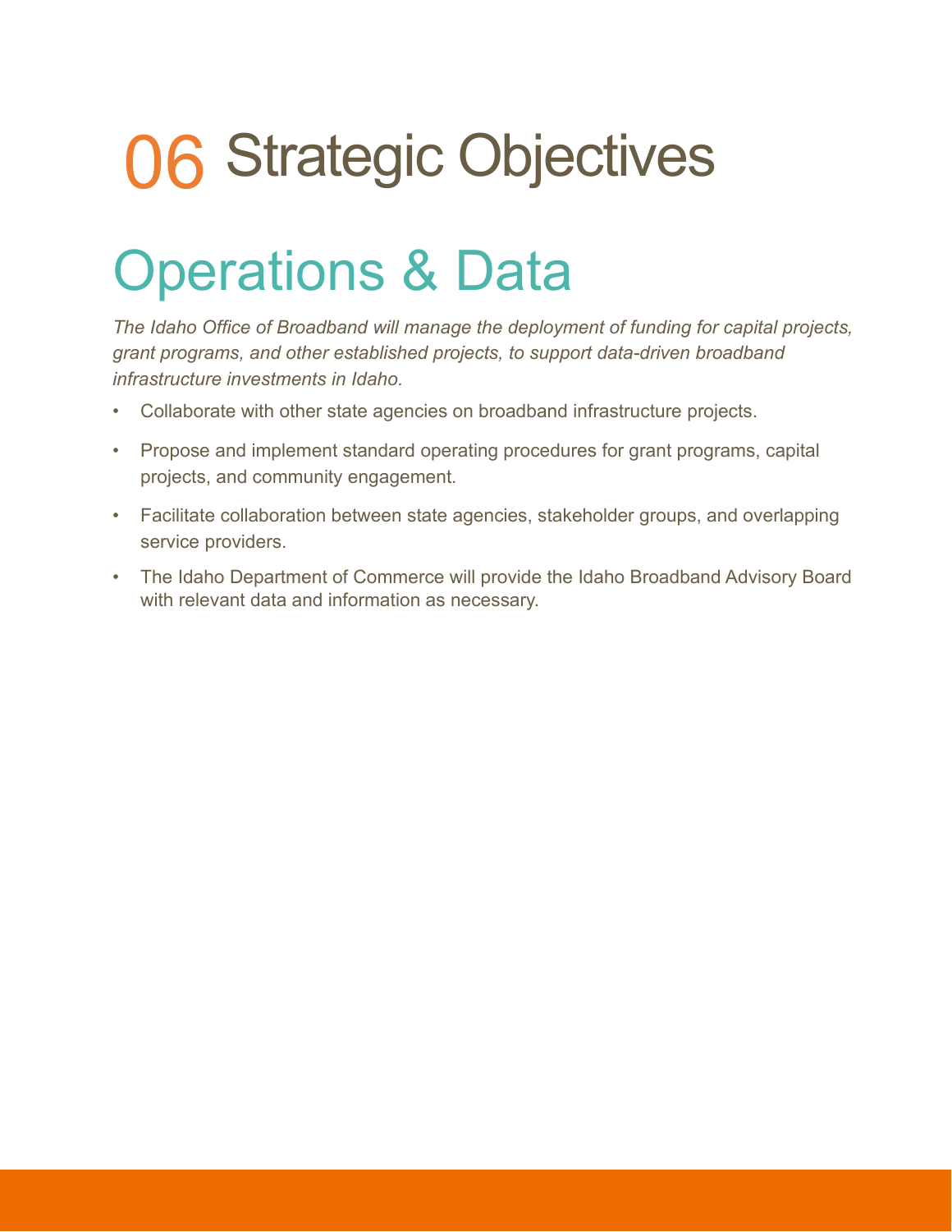# 06 Strategic Objectives

## Operations & Data

*The Idaho Office of Broadband will manage the deployment of funding for capital projects, grant programs, and other established projects, to support data-driven broadband infrastructure investments in Idaho.*

- Collaborate with other state agencies on broadband infrastructure projects.
- Propose and implement standard operating procedures for grant programs, capital projects, and community engagement.
- Facilitate collaboration between state agencies, stakeholder groups, and overlapping service providers.
- The Idaho Department of Commerce will provide the Idaho Broadband Advisory Board with relevant data and information as necessary.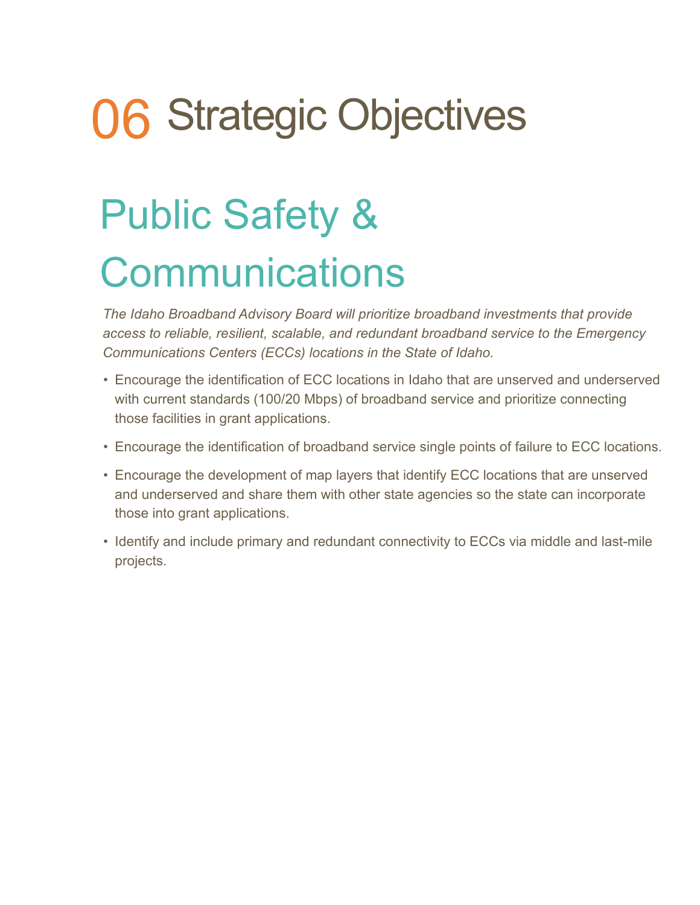# 06 Strategic Objectives

## Public Safety & Communications

*The Idaho Broadband Advisory Board will prioritize broadband investments that provide access to reliable, resilient, scalable, and redundant broadband service to the Emergency Communications Centers (ECCs) locations in the State of Idaho.*

- Encourage the identification of ECC locations in Idaho that are unserved and underserved with current standards (100/20 Mbps) of broadband service and prioritize connecting those facilities in grant applications.
- Encourage the identification of broadband service single points of failure to ECC locations.
- Encourage the development of map layers that identify ECC locations that are unserved and underserved and share them with other state agencies so the state can incorporate those into grant applications.
- Identify and include primary and redundant connectivity to ECCs via middle and last-mile projects.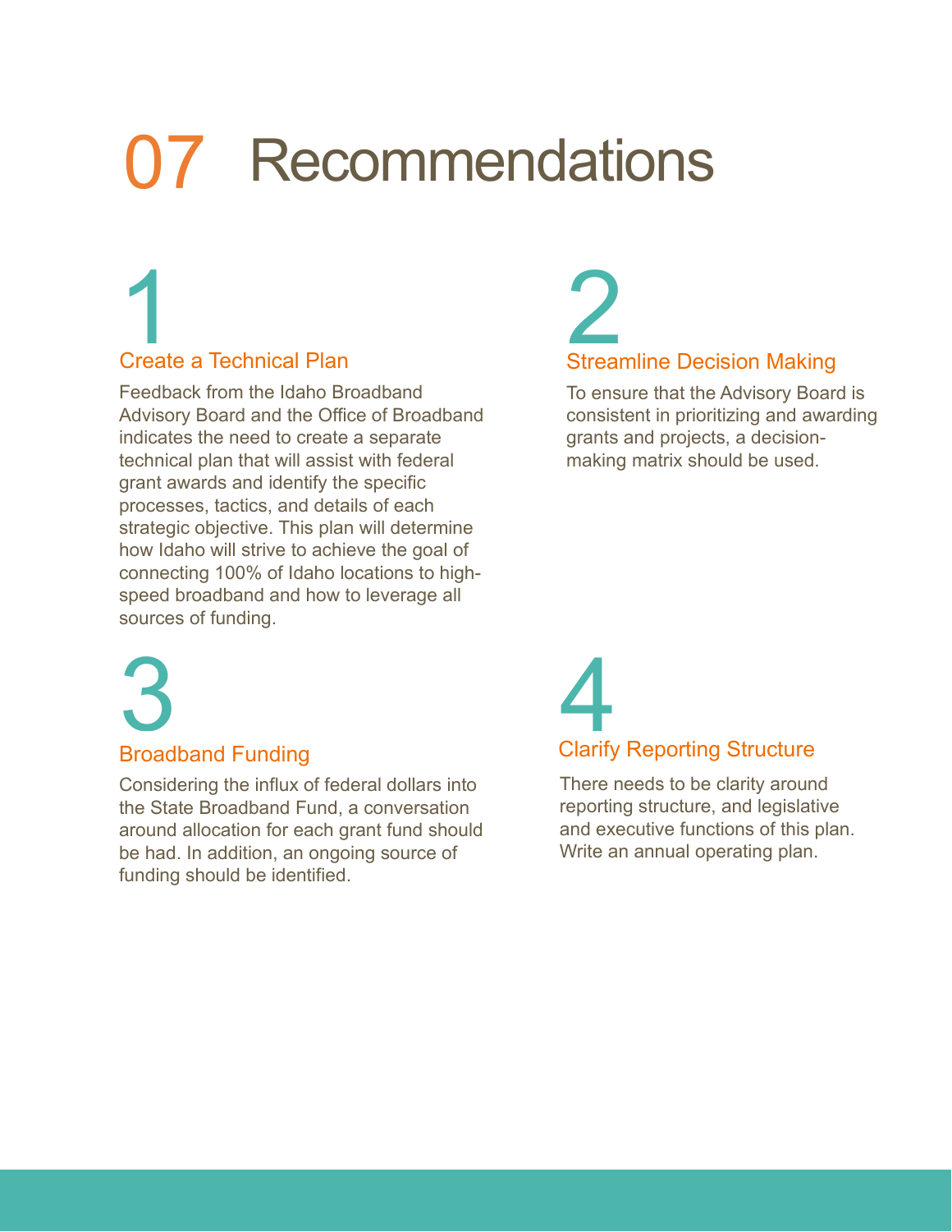# 07 Recommendations

## 1 Create a Technical Plan

Feedback from the Idaho Broadband Advisory Board and the Office of Broadband indicates the need to create a separate technical plan that will assist with federal grant awards and identify the specific processes, tactics, and details of each strategic objective. This plan will determine how Idaho will strive to achieve the goal of connecting 100% of Idaho locations to high-speed broadband and how to leverage all sources of funding.

## 2 Streamline Decision Making

To ensure that the Advisory Board is consistent in prioritizing and awarding grants and projects, a decision-making matrix should be used.

## 3 Broadband Funding

Considering the influx of federal dollars into the State Broadband Fund, a conversation around allocation for each grant fund should be had. In addition, an ongoing source of funding should be identified.

## 4 Clarify Reporting Structure

There needs to be clarity around reporting structure, and legislative and executive functions of this plan. Write an annual operating plan.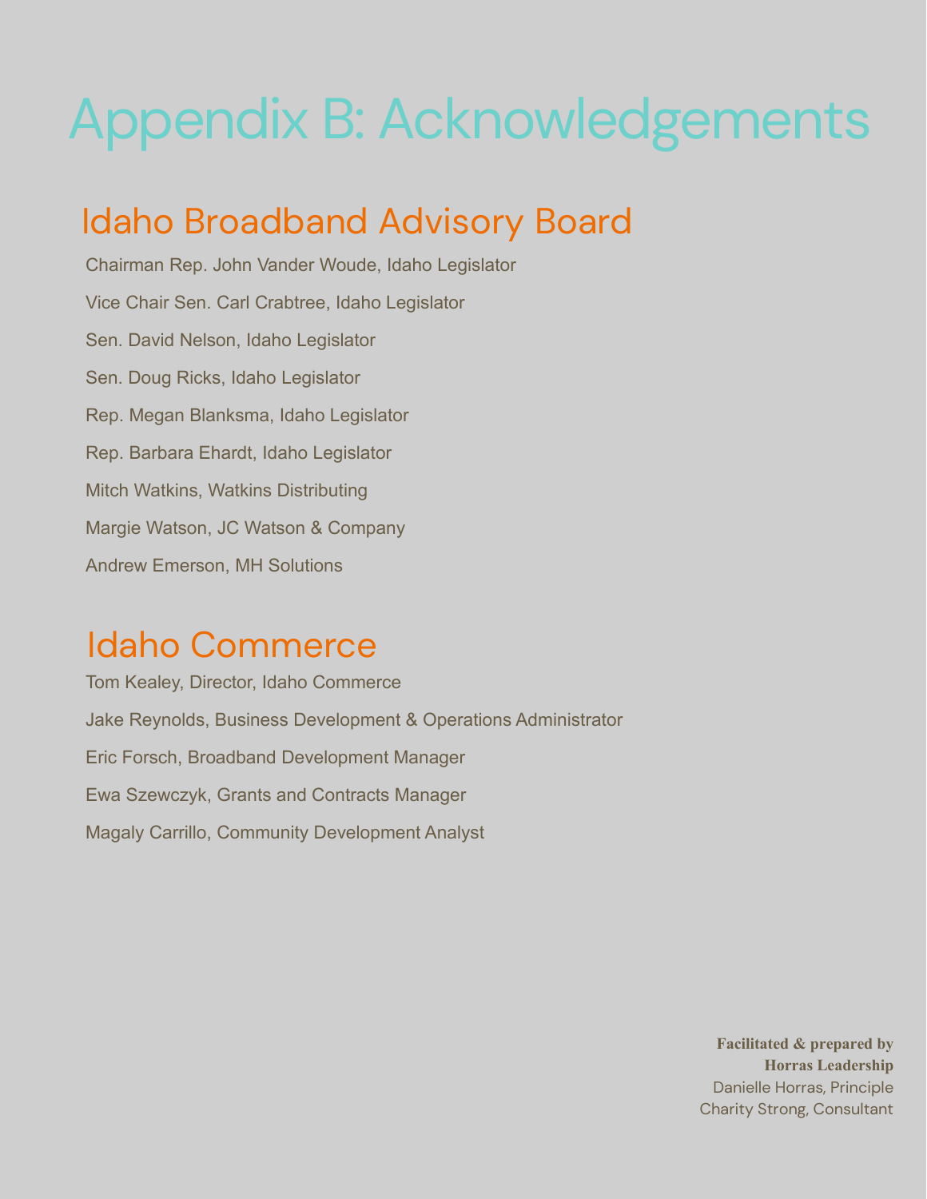# Appendix B: Acknowledgements

## Idaho Broadband Advisory Board

Chairman Rep. John Vander Woude, Idaho Legislator

Vice Chair Sen. Carl Crabtree, Idaho Legislator

Sen. David Nelson, Idaho Legislator

Sen. Doug Ricks, Idaho Legislator

Rep. Megan Blanksma, Idaho Legislator

Rep. Barbara Ehardt, Idaho Legislator

Mitch Watkins, Watkins Distributing

Margie Watson, JC Watson & Company

Andrew Emerson, MH Solutions

## Idaho Commerce

Tom Kealey, Director, Idaho Commerce

Jake Reynolds, Business Development & Operations Administrator

Eric Forsch, Broadband Development Manager

Ewa Szewczyk, Grants and Contracts Manager

Magaly Carrillo, Community Development Analyst

**Facilitated & prepared by**
**Horras Leadership**
Danielle Horras, Principle
Charity Strong, Consultant